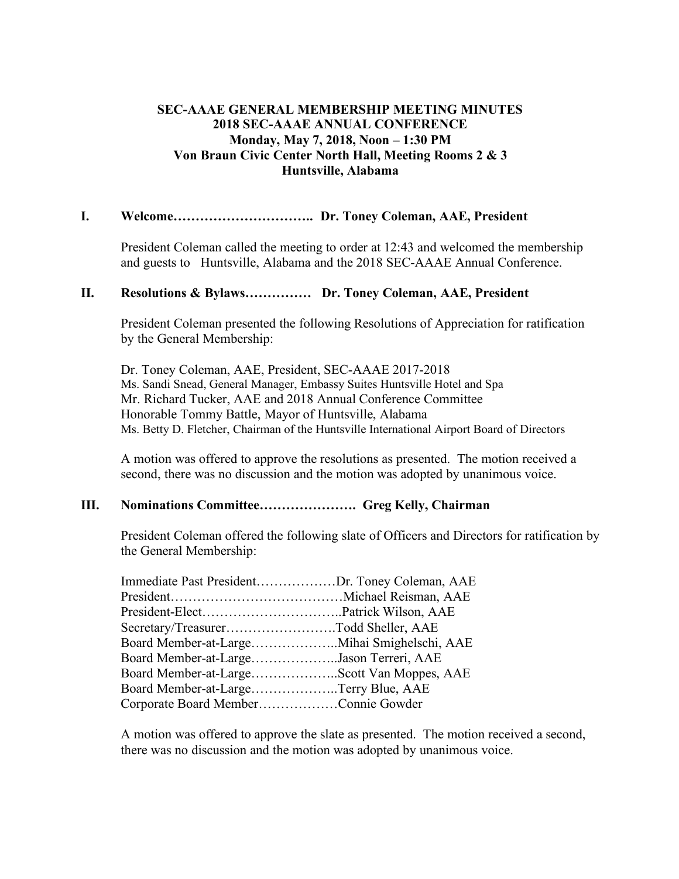**SEC-AAAE GENERAL MEMBERSHIP MEETING MINUTES**
**2018 SEC-AAAE ANNUAL CONFERENCE**
**Monday, May 7, 2018, Noon – 1:30 PM**
**Von Braun Civic Center North Hall, Meeting Rooms 2 & 3**
**Huntsville, Alabama**

## I. Welcome………………………….. Dr. Toney Coleman, AAE, President

President Coleman called the meeting to order at 12:43 and welcomed the membership and guests to Huntsville, Alabama and the 2018 SEC-AAAE Annual Conference.

## II. Resolutions & Bylaws…………… Dr. Toney Coleman, AAE, President

President Coleman presented the following Resolutions of Appreciation for ratification by the General Membership:

Dr. Toney Coleman, AAE, President, SEC-AAAE 2017-2018
Ms. Sandi Snead, General Manager, Embassy Suites Huntsville Hotel and Spa
Mr. Richard Tucker, AAE and 2018 Annual Conference Committee
Honorable Tommy Battle, Mayor of Huntsville, Alabama
Ms. Betty D. Fletcher, Chairman of the Huntsville International Airport Board of Directors

A motion was offered to approve the resolutions as presented. The motion received a second, there was no discussion and the motion was adopted by unanimous voice.

## III. Nominations Committee…………………. Greg Kelly, Chairman

President Coleman offered the following slate of Officers and Directors for ratification by the General Membership:

Immediate Past President………………Dr. Toney Coleman, AAE
President…………………………………Michael Reisman, AAE
President-Elect…………………………..Patrick Wilson, AAE
Secretary/Treasurer…………………….Todd Sheller, AAE
Board Member-at-Large………………..Mihai Smighelschi, AAE
Board Member-at-Large………………..Jason Terreri, AAE
Board Member-at-Large………………..Scott Van Moppes, AAE
Board Member-at-Large………………..Terry Blue, AAE
Corporate Board Member………………Connie Gowder

A motion was offered to approve the slate as presented. The motion received a second, there was no discussion and the motion was adopted by unanimous voice.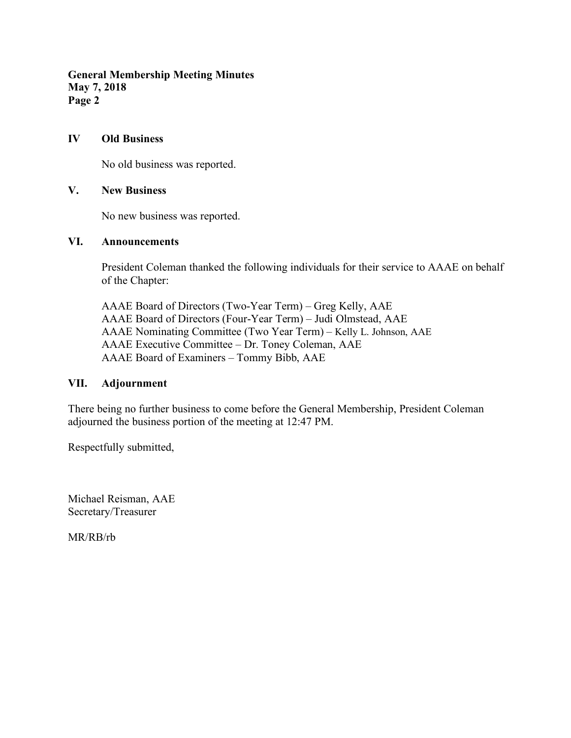## IV Old Business

No old business was reported.

## V. New Business

No new business was reported.

## VI. Announcements

President Coleman thanked the following individuals for their service to AAAE on behalf of the Chapter:

AAAE Board of Directors (Two-Year Term) – Greg Kelly, AAE
AAAE Board of Directors (Four-Year Term) – Judi Olmstead, AAE
AAAE Nominating Committee (Two Year Term) – Kelly L. Johnson, AAE
AAAE Executive Committee – Dr. Toney Coleman, AAE
AAAE Board of Examiners – Tommy Bibb, AAE

## VII. Adjournment

There being no further business to come before the General Membership, President Coleman adjourned the business portion of the meeting at 12:47 PM.

Respectfully submitted,

Michael Reisman, AAE
Secretary/Treasurer

MR/RB/rb